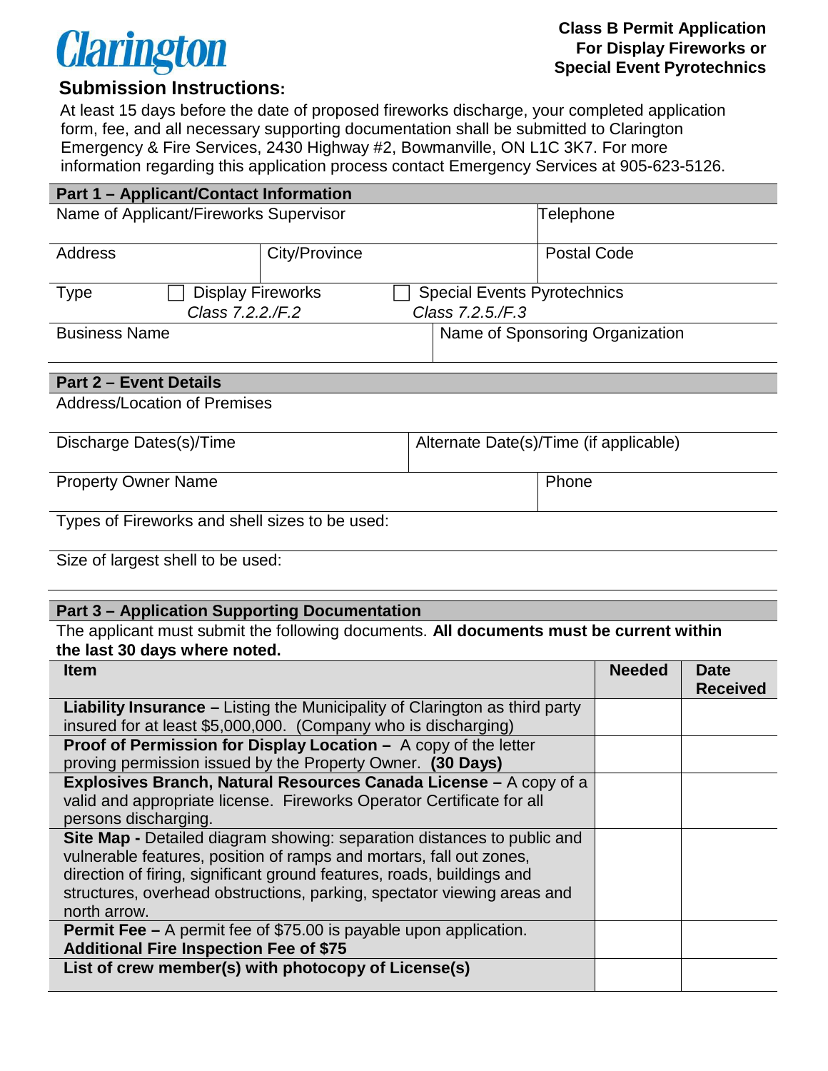Clarington

**Class B Permit Application**
**For Display Fireworks or**
**Special Event Pyrotechnics**

## Submission Instructions:

At least 15 days before the date of proposed fireworks discharge, your completed application form, fee, and all necessary supporting documentation shall be submitted to Clarington Emergency & Fire Services, 2430 Highway #2, Bowmanville, ON L1C 3K7. For more information regarding this application process contact Emergency Services at 905-623-5126.

### Part 1 – Applicant/Contact Information

| Name of Applicant/Fireworks Supervisor | | Telephone |
|---|---|---|
| Address | City/Province | Postal Code |

Type ☐ Display Fireworks *Class 7.2.2./F.2* ☐ Special Events Pyrotechnics *Class 7.2.5./F.3*

| Business Name | Name of Sponsoring Organization |
|---|---|

### Part 2 – Event Details

Address/Location of Premises

| Discharge Dates(s)/Time | Alternate Date(s)/Time (if applicable) |
|---|---|
| Property Owner Name | Phone |

Types of Fireworks and shell sizes to be used:

Size of largest shell to be used:

### Part 3 – Application Supporting Documentation

The applicant must submit the following documents. **All documents must be current within the last 30 days where noted.**

| Item | Needed | Date Received |
|---|---|---|
| **Liability Insurance –** Listing the Municipality of Clarington as third party insured for at least $5,000,000. (Company who is discharging) | | |
| **Proof of Permission for Display Location –** A copy of the letter proving permission issued by the Property Owner. **(30 Days)** | | |
| **Explosives Branch, Natural Resources Canada License –** A copy of a valid and appropriate license. Fireworks Operator Certificate for all persons discharging. | | |
| **Site Map -** Detailed diagram showing: separation distances to public and vulnerable features, position of ramps and mortars, fall out zones, direction of firing, significant ground features, roads, buildings and structures, overhead obstructions, parking, spectator viewing areas and north arrow. | | |
| **Permit Fee –** A permit fee of $75.00 is payable upon application. **Additional Fire Inspection Fee of $75** | | |
| **List of crew member(s) with photocopy of License(s)** | | |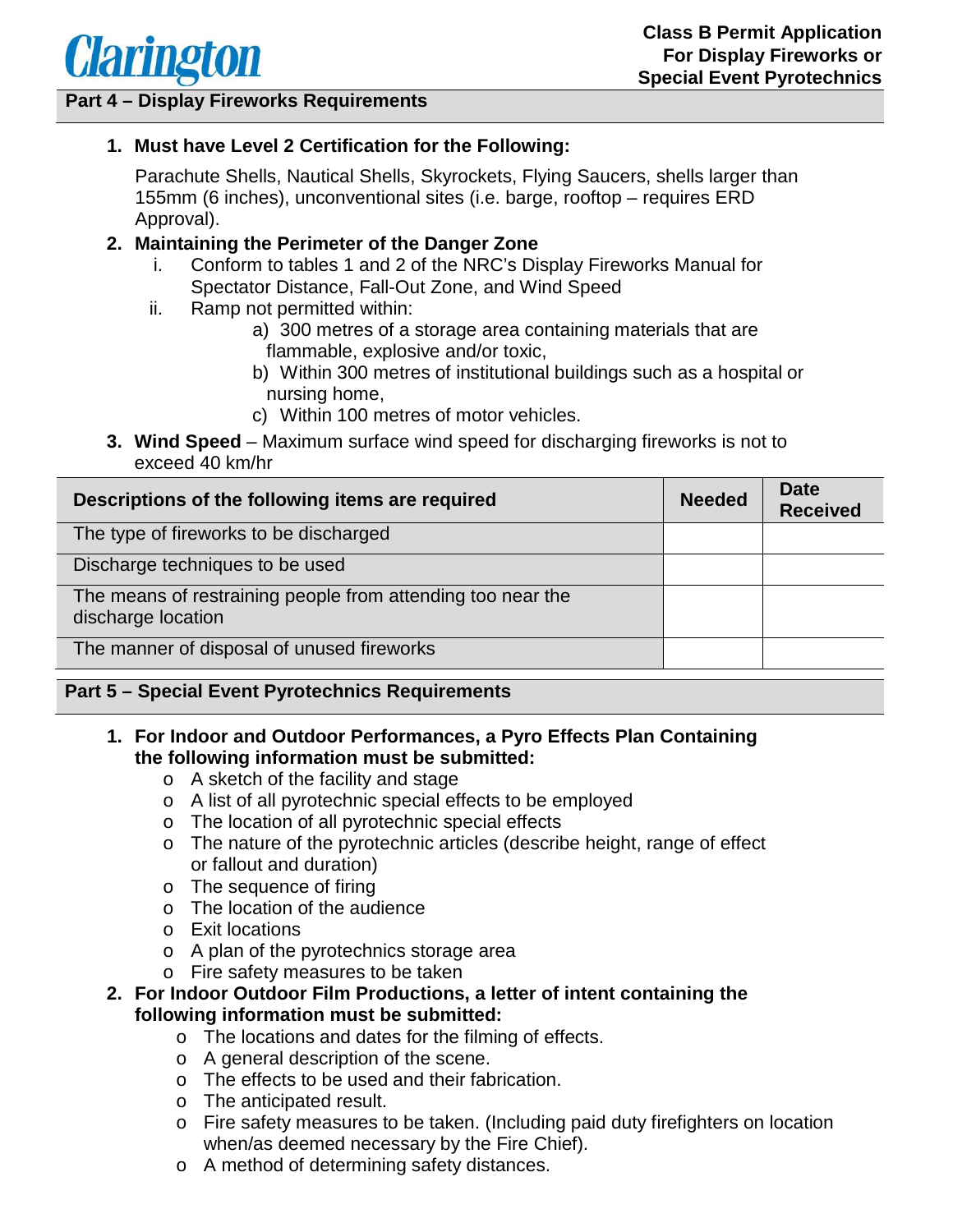## Part 4 – Display Fireworks Requirements

1. **Must have Level 2 Certification for the Following:**

   Parachute Shells, Nautical Shells, Skyrockets, Flying Saucers, shells larger than 155mm (6 inches), unconventional sites (i.e. barge, rooftop – requires ERD Approval).

2. **Maintaining the Perimeter of the Danger Zone**
   i. Conform to tables 1 and 2 of the NRC's Display Fireworks Manual for Spectator Distance, Fall-Out Zone, and Wind Speed
   ii. Ramp not permitted within:
      a) 300 metres of a storage area containing materials that are flammable, explosive and/or toxic,
      b) Within 300 metres of institutional buildings such as a hospital or nursing home,
      c) Within 100 metres of motor vehicles.

3. **Wind Speed** – Maximum surface wind speed for discharging fireworks is not to exceed 40 km/hr

| Descriptions of the following items are required | Needed | Date Received |
|---|---|---|
| The type of fireworks to be discharged | | |
| Discharge techniques to be used | | |
| The means of restraining people from attending too near the discharge location | | |
| The manner of disposal of unused fireworks | | |

## Part 5 – Special Event Pyrotechnics Requirements

1. **For Indoor and Outdoor Performances, a Pyro Effects Plan Containing the following information must be submitted:**
   - A sketch of the facility and stage
   - A list of all pyrotechnic special effects to be employed
   - The location of all pyrotechnic special effects
   - The nature of the pyrotechnic articles (describe height, range of effect or fallout and duration)
   - The sequence of firing
   - The location of the audience
   - Exit locations
   - A plan of the pyrotechnics storage area
   - Fire safety measures to be taken

2. **For Indoor Outdoor Film Productions, a letter of intent containing the following information must be submitted:**
   - The locations and dates for the filming of effects.
   - A general description of the scene.
   - The effects to be used and their fabrication.
   - The anticipated result.
   - Fire safety measures to be taken. (Including paid duty firefighters on location when/as deemed necessary by the Fire Chief).
   - A method of determining safety distances.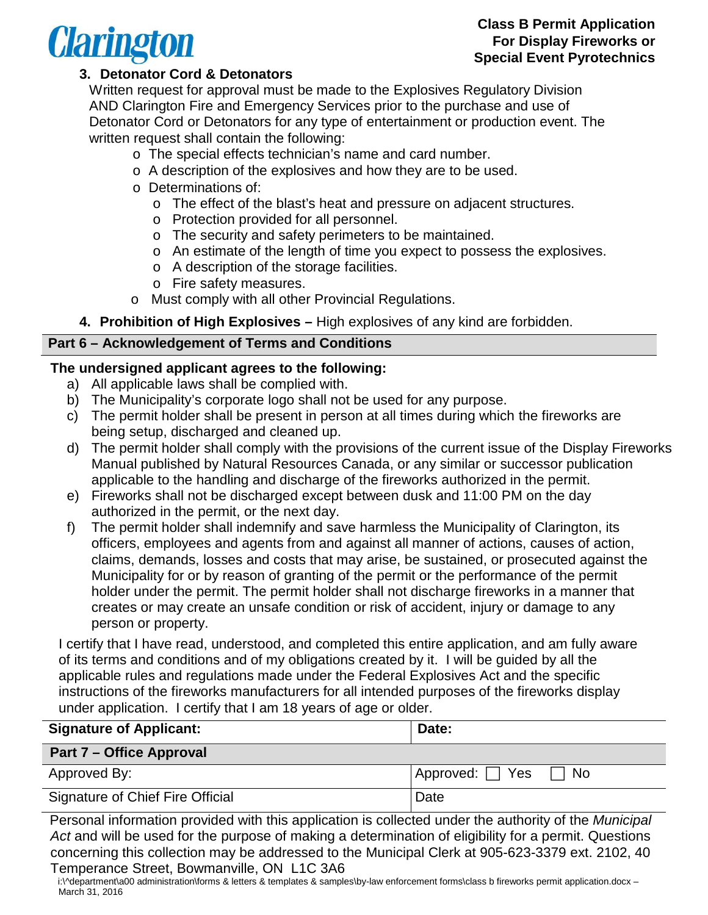### 3. Detonator Cord & Detonators

Written request for approval must be made to the Explosives Regulatory Division AND Clarington Fire and Emergency Services prior to the purchase and use of Detonator Cord or Detonators for any type of entertainment or production event. The written request shall contain the following:

- The special effects technician's name and card number.
- A description of the explosives and how they are to be used.
- Determinations of:
  - The effect of the blast's heat and pressure on adjacent structures.
  - Protection provided for all personnel.
  - The security and safety perimeters to be maintained.
  - An estimate of the length of time you expect to possess the explosives.
  - A description of the storage facilities.
  - Fire safety measures.
- Must comply with all other Provincial Regulations.

### 4. Prohibition of High Explosives – High explosives of any kind are forbidden.

## Part 6 – Acknowledgement of Terms and Conditions

**The undersigned applicant agrees to the following:**

a) All applicable laws shall be complied with.
b) The Municipality's corporate logo shall not be used for any purpose.
c) The permit holder shall be present in person at all times during which the fireworks are being setup, discharged and cleaned up.
d) The permit holder shall comply with the provisions of the current issue of the Display Fireworks Manual published by Natural Resources Canada, or any similar or successor publication applicable to the handling and discharge of the fireworks authorized in the permit.
e) Fireworks shall not be discharged except between dusk and 11:00 PM on the day authorized in the permit, or the next day.
f) The permit holder shall indemnify and save harmless the Municipality of Clarington, its officers, employees and agents from and against all manner of actions, causes of action, claims, demands, losses and costs that may arise, be sustained, or prosecuted against the Municipality for or by reason of granting of the permit or the performance of the permit holder under the permit. The permit holder shall not discharge fireworks in a manner that creates or may create an unsafe condition or risk of accident, injury or damage to any person or property.

I certify that I have read, understood, and completed this entire application, and am fully aware of its terms and conditions and of my obligations created by it. I will be guided by all the applicable rules and regulations made under the Federal Explosives Act and the specific instructions of the fireworks manufacturers for all intended purposes of the fireworks display under application. I certify that I am 18 years of age or older.

| | |
|---|---|
| **Signature of Applicant:** | **Date:** |

## Part 7 – Office Approval

| | |
|---|---|
| Approved By: | Approved: ☐ Yes ☐ No |
| Signature of Chief Fire Official | Date |

Personal information provided with this application is collected under the authority of the *Municipal Act* and will be used for the purpose of making a determination of eligibility for a permit. Questions concerning this collection may be addressed to the Municipal Clerk at 905-623-3379 ext. 2102, 40 Temperance Street, Bowmanville, ON L1C 3A6